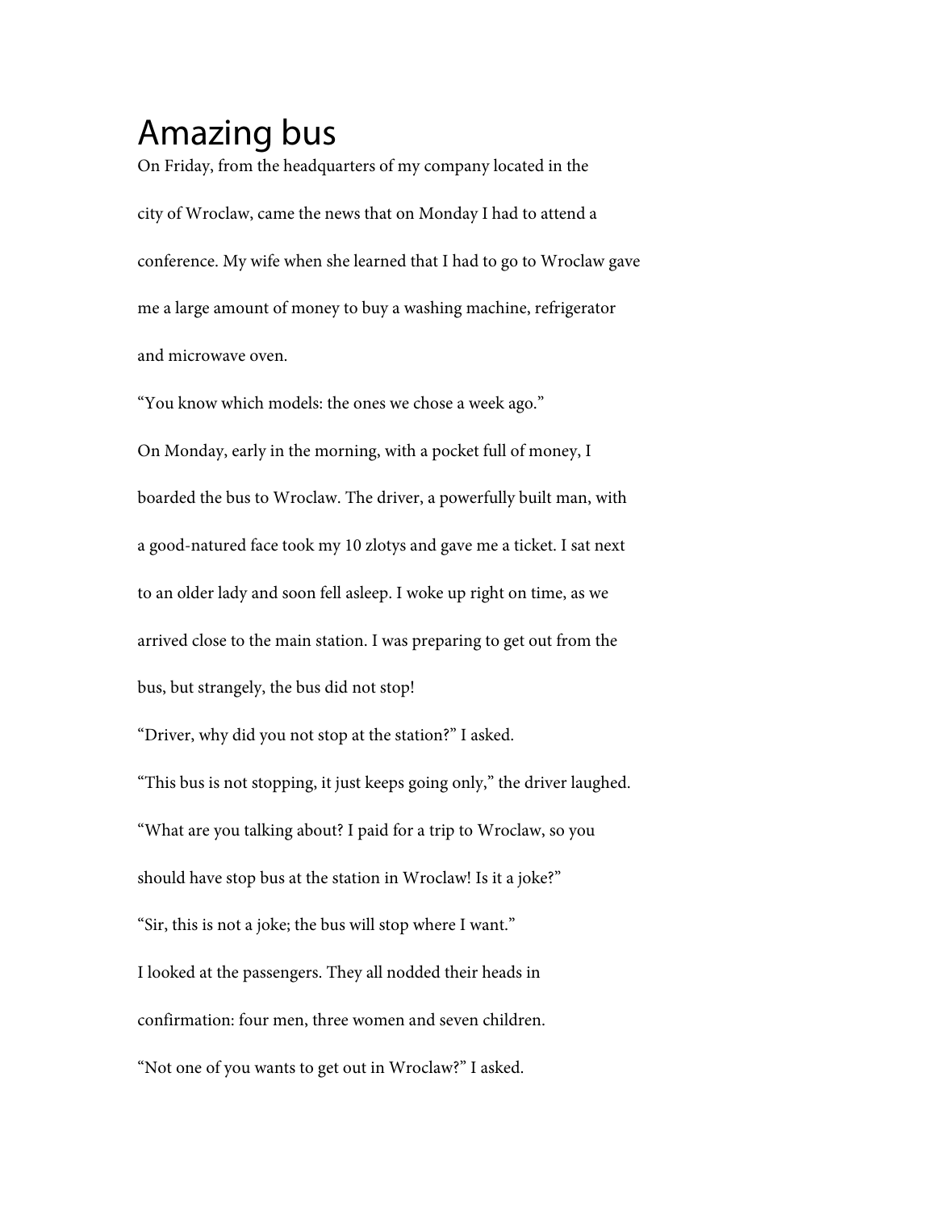# Amazing bus

On Friday, from the headquarters of my company located in the city of Wroclaw, came the news that on Monday I had to attend a conference. My wife when she learned that I had to go to Wroclaw gave me a large amount of money to buy a washing machine, refrigerator and microwave oven.

"You know which models: the ones we chose a week ago."

On Monday, early in the morning, with a pocket full of money, I boarded the bus to Wroclaw. The driver, a powerfully built man, with a good-natured face took my 10 zlotys and gave me a ticket. I sat next to an older lady and soon fell asleep. I woke up right on time, as we arrived close to the main station. I was preparing to get out from the bus, but strangely, the bus did not stop!

"Driver, why did you not stop at the station?" I asked.

"This bus is not stopping, it just keeps going only," the driver laughed.

"What are you talking about? I paid for a trip to Wroclaw, so you should have stop bus at the station in Wroclaw! Is it a joke?"

"Sir, this is not a joke; the bus will stop where I want."

I looked at the passengers. They all nodded their heads in confirmation: four men, three women and seven children.

"Not one of you wants to get out in Wroclaw?" I asked.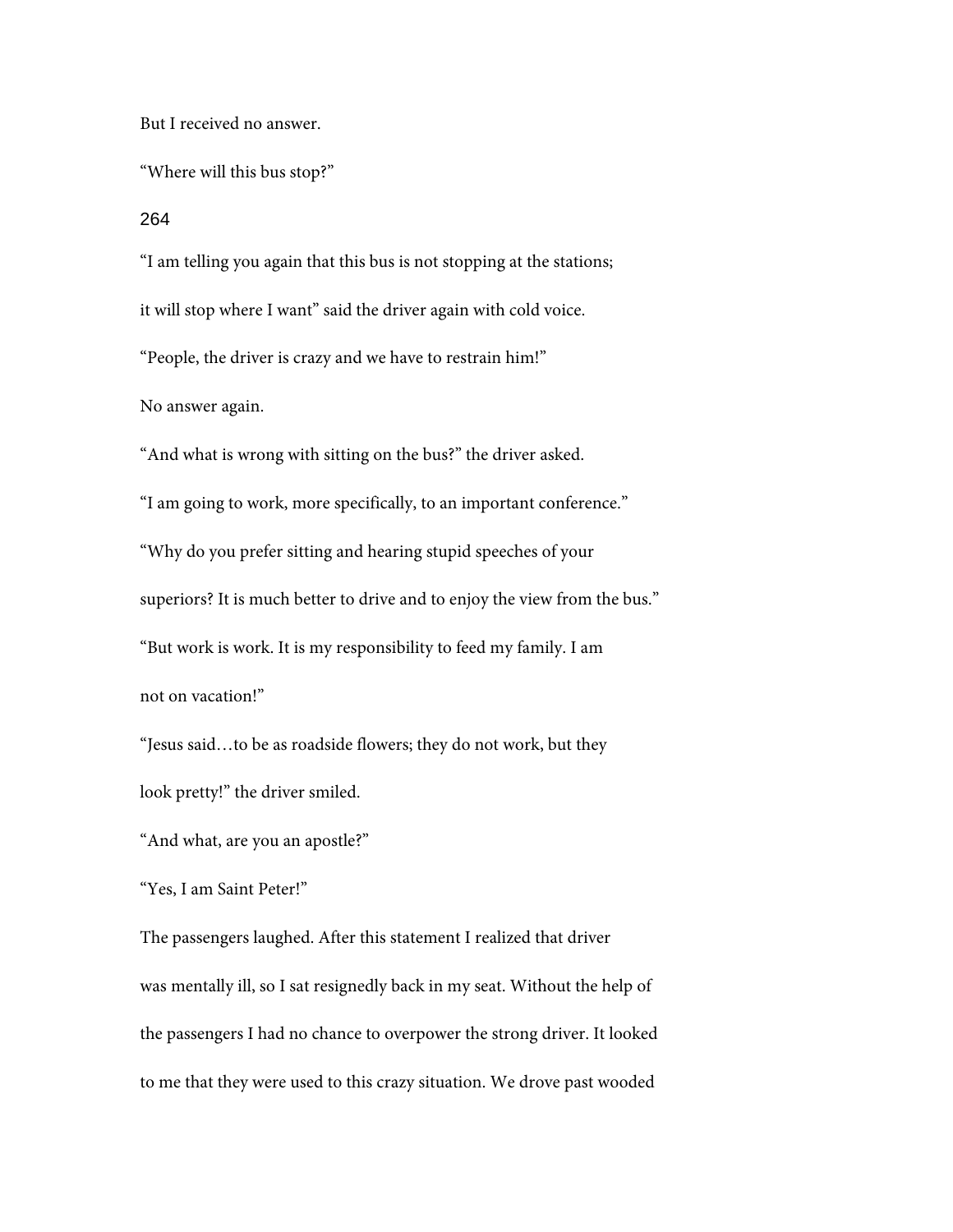But I received no answer.

“Where will this bus stop?”

“I am telling you again that this bus is not stopping at the stations; it will stop where I want” said the driver again with cold voice.

“People, the driver is crazy and we have to restrain him!”

No answer again.

“And what is wrong with sitting on the bus?” the driver asked.

“I am going to work, more specifically, to an important conference.”

“Why do you prefer sitting and hearing stupid speeches of your superiors? It is much better to drive and to enjoy the view from the bus.”

“But work is work. It is my responsibility to feed my family. I am not on vacation!”

“Jesus said…to be as roadside flowers; they do not work, but they look pretty!” the driver smiled.

“And what, are you an apostle?”

“Yes, I am Saint Peter!”

The passengers laughed. After this statement I realized that driver was mentally ill, so I sat resignedly back in my seat. Without the help of the passengers I had no chance to overpower the strong driver. It looked to me that they were used to this crazy situation. We drove past wooded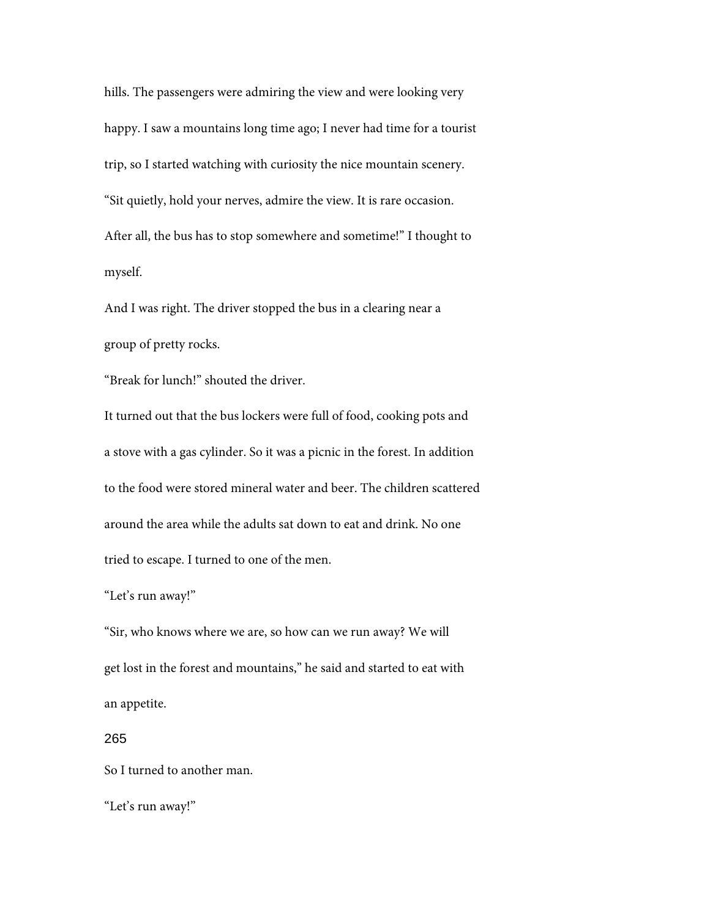hills. The passengers were admiring the view and were looking very happy. I saw a mountains long time ago; I never had time for a tourist trip, so I started watching with curiosity the nice mountain scenery.

"Sit quietly, hold your nerves, admire the view. It is rare occasion. After all, the bus has to stop somewhere and sometime!" I thought to myself.

And I was right. The driver stopped the bus in a clearing near a group of pretty rocks.

"Break for lunch!" shouted the driver.

It turned out that the bus lockers were full of food, cooking pots and a stove with a gas cylinder. So it was a picnic in the forest. In addition to the food were stored mineral water and beer. The children scattered around the area while the adults sat down to eat and drink. No one tried to escape. I turned to one of the men.

"Let's run away!"

"Sir, who knows where we are, so how can we run away? We will get lost in the forest and mountains," he said and started to eat with an appetite.

So I turned to another man.

"Let's run away!"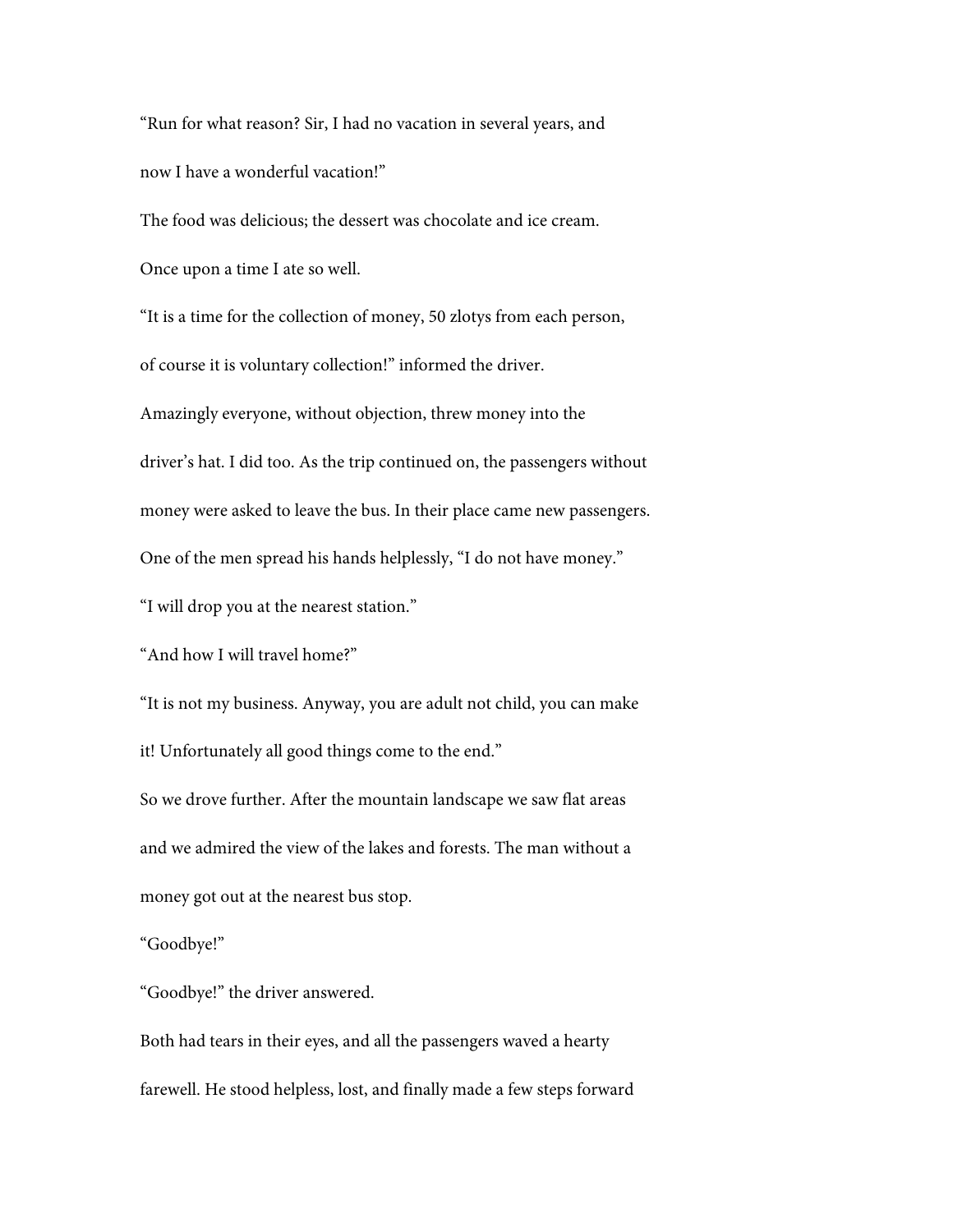"Run for what reason? Sir, I had no vacation in several years, and now I have a wonderful vacation!"

The food was delicious; the dessert was chocolate and ice cream. Once upon a time I ate so well.

"It is a time for the collection of money, 50 zlotys from each person, of course it is voluntary collection!" informed the driver.

Amazingly everyone, without objection, threw money into the driver's hat. I did too. As the trip continued on, the passengers without money were asked to leave the bus. In their place came new passengers.

One of the men spread his hands helplessly, "I do not have money."

"I will drop you at the nearest station."

"And how I will travel home?"

"It is not my business. Anyway, you are adult not child, you can make it! Unfortunately all good things come to the end."

So we drove further. After the mountain landscape we saw flat areas and we admired the view of the lakes and forests. The man without a money got out at the nearest bus stop.

"Goodbye!"

"Goodbye!" the driver answered.

Both had tears in their eyes, and all the passengers waved a hearty farewell. He stood helpless, lost, and finally made a few steps forward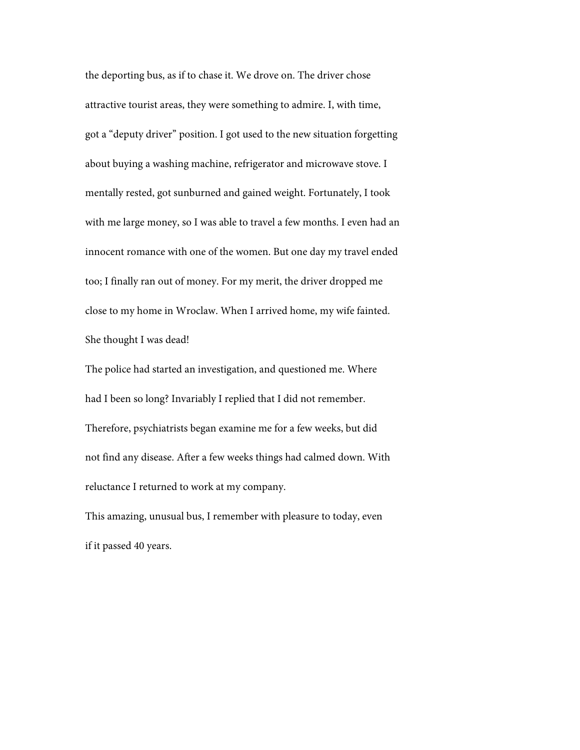the deporting bus, as if to chase it. We drove on. The driver chose attractive tourist areas, they were something to admire. I, with time, got a "deputy driver" position. I got used to the new situation forgetting about buying a washing machine, refrigerator and microwave stove. I mentally rested, got sunburned and gained weight. Fortunately, I took with me large money, so I was able to travel a few months. I even had an innocent romance with one of the women. But one day my travel ended too; I finally ran out of money. For my merit, the driver dropped me close to my home in Wroclaw. When I arrived home, my wife fainted. She thought I was dead!

The police had started an investigation, and questioned me. Where had I been so long? Invariably I replied that I did not remember. Therefore, psychiatrists began examine me for a few weeks, but did not find any disease. After a few weeks things had calmed down. With reluctance I returned to work at my company.

This amazing, unusual bus, I remember with pleasure to today, even if it passed 40 years.